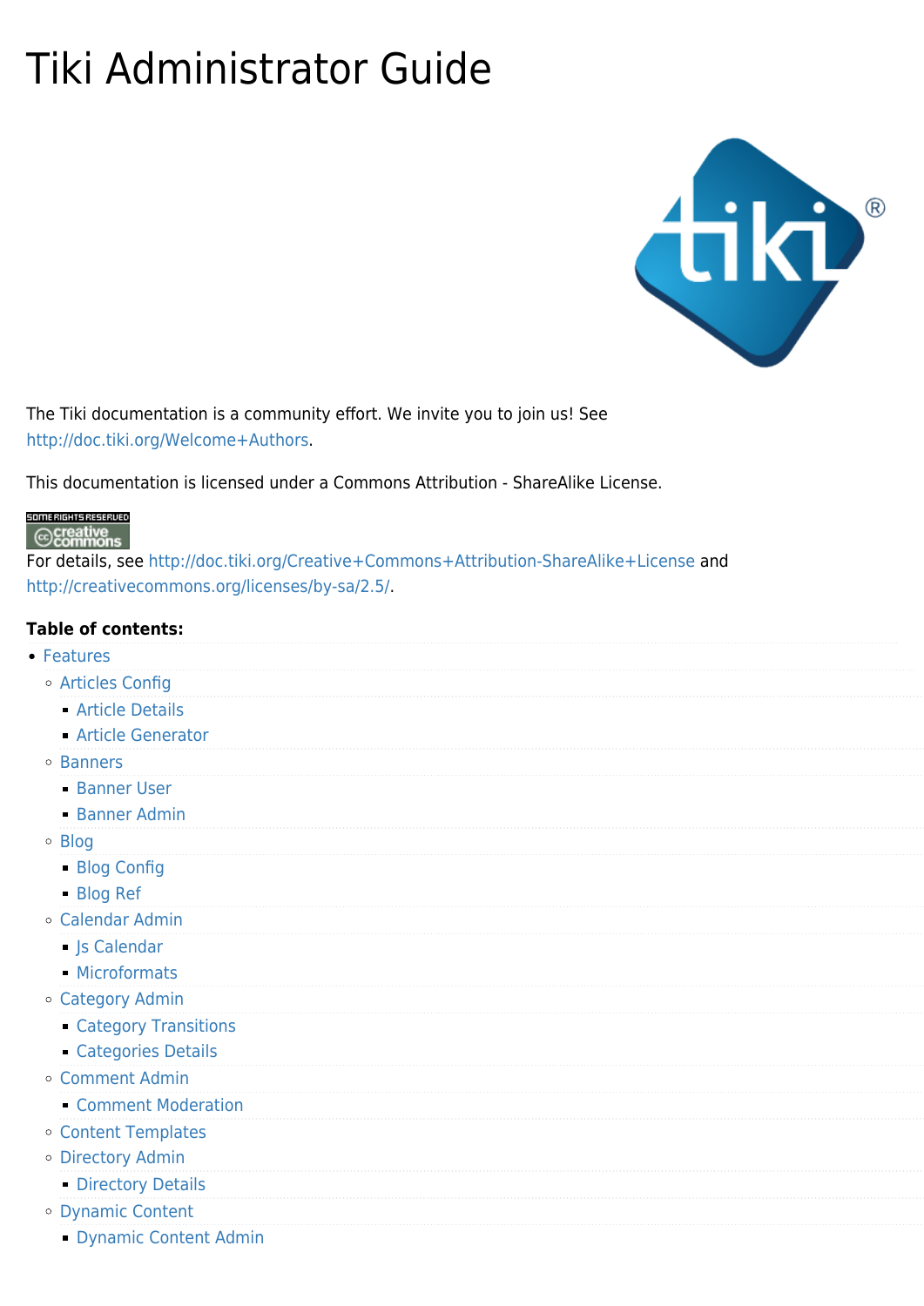# Tiki Administrator Guide

The Tiki documentation is a community effort. We invite you to join us! See http://doc.tiki.org/Welcome+Authors.

This documentation is licensed under a Commons Attribution - ShareAlike License.

For details, see http://doc.tiki.org/Creative+Commons+Attribution-ShareAlike+License and http://creativecommons.org/licenses/by-sa/2.5/.

**Table of contents:**

- Features
  - Articles Config
    - Article Details
    - Article Generator
  - Banners
    - Banner User
    - Banner Admin
  - Blog
    - Blog Config
    - Blog Ref
  - Calendar Admin
    - Js Calendar
    - Microformats
  - Category Admin
    - Category Transitions
    - Categories Details
  - Comment Admin
    - Comment Moderation
  - Content Templates
  - Directory Admin
    - Directory Details
  - Dynamic Content
    - Dynamic Content Admin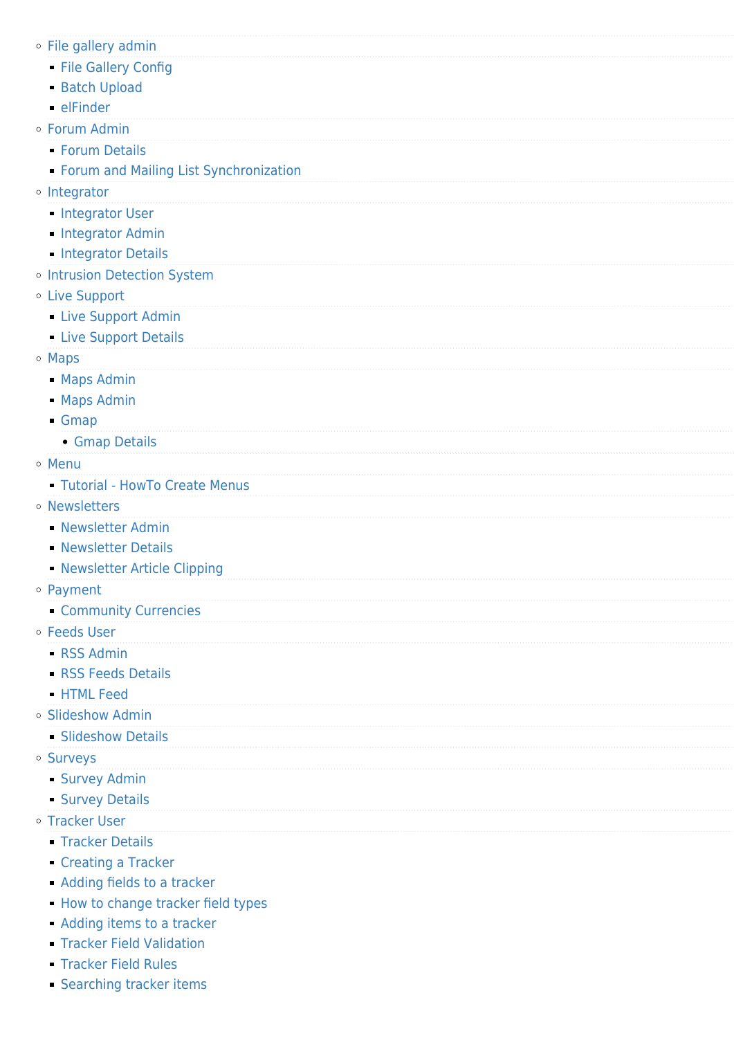- File gallery admin
  - File Gallery Config
  - Batch Upload
  - elFinder
- Forum Admin
  - Forum Details
  - Forum and Mailing List Synchronization
- Integrator
  - Integrator User
  - Integrator Admin
  - Integrator Details
- Intrusion Detection System
- Live Support
  - Live Support Admin
  - Live Support Details
- Maps
  - Maps Admin
  - Maps Admin
  - Gmap
    - Gmap Details
- Menu
  - Tutorial - HowTo Create Menus
- Newsletters
  - Newsletter Admin
  - Newsletter Details
  - Newsletter Article Clipping
- Payment
  - Community Currencies
- Feeds User
  - RSS Admin
  - RSS Feeds Details
  - HTML Feed
- Slideshow Admin
  - Slideshow Details
- Surveys
  - Survey Admin
  - Survey Details
- Tracker User
  - Tracker Details
  - Creating a Tracker
  - Adding fields to a tracker
  - How to change tracker field types
  - Adding items to a tracker
  - Tracker Field Validation
  - Tracker Field Rules
  - Searching tracker items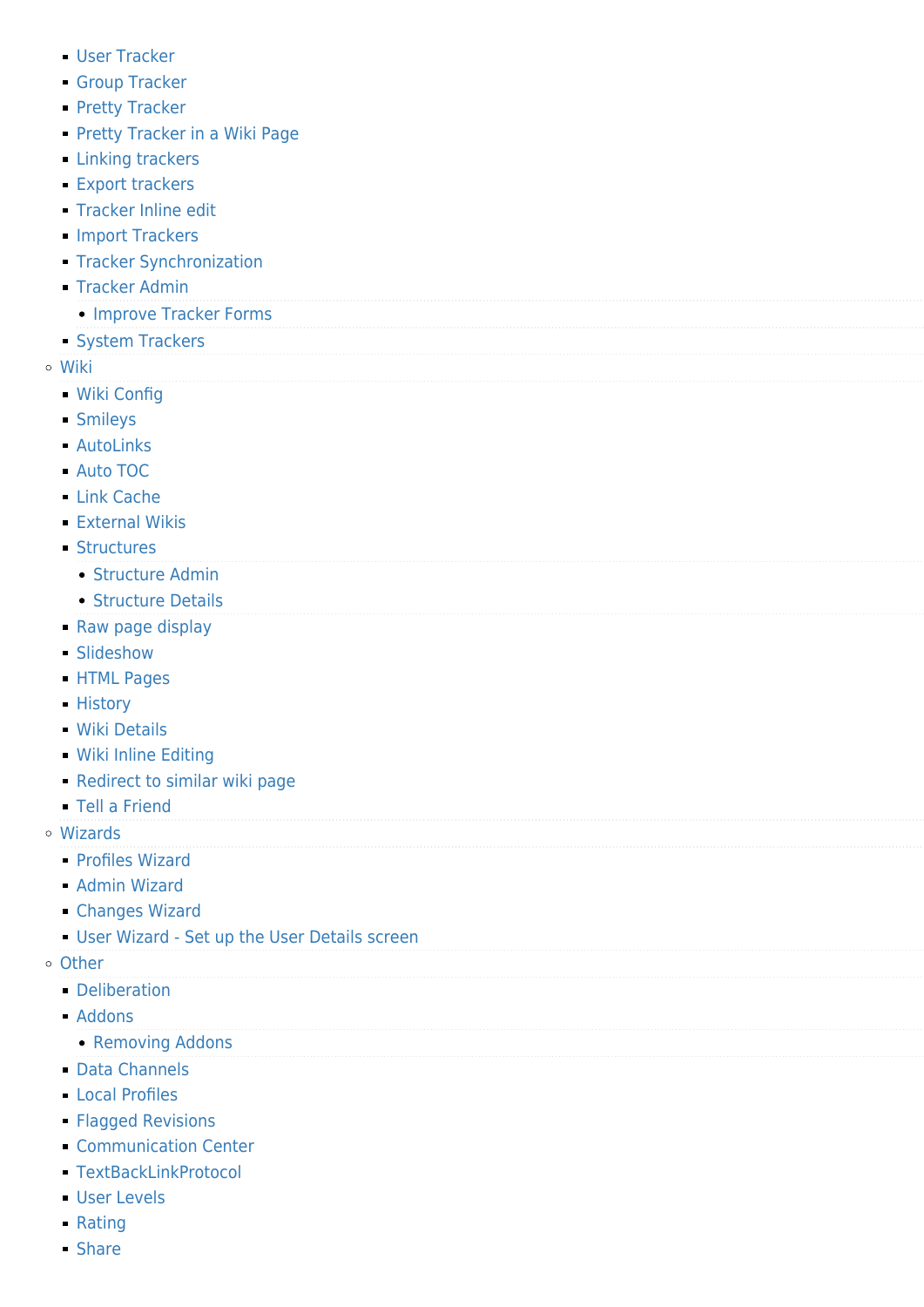- User Tracker
    - Group Tracker
    - Pretty Tracker
    - Pretty Tracker in a Wiki Page
    - Linking trackers
    - Export trackers
    - Tracker Inline edit
    - Import Trackers
    - Tracker Synchronization
    - Tracker Admin
      - Improve Tracker Forms
    - System Trackers
  - Wiki
    - Wiki Config
    - Smileys
    - AutoLinks
    - Auto TOC
    - Link Cache
    - External Wikis
    - Structures
      - Structure Admin
      - Structure Details
    - Raw page display
    - Slideshow
    - HTML Pages
    - History
    - Wiki Details
    - Wiki Inline Editing
    - Redirect to similar wiki page
    - Tell a Friend
  - Wizards
    - Profiles Wizard
    - Admin Wizard
    - Changes Wizard
    - User Wizard - Set up the User Details screen
  - Other
    - Deliberation
    - Addons
      - Removing Addons
    - Data Channels
    - Local Profiles
    - Flagged Revisions
    - Communication Center
    - TextBackLinkProtocol
    - User Levels
    - Rating
    - Share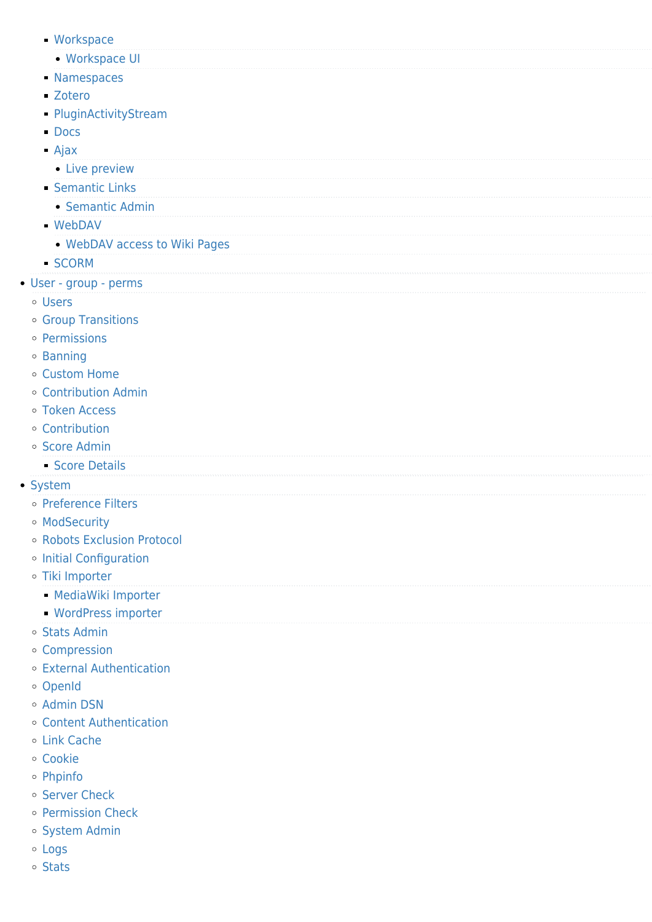- Workspace
      - Workspace UI
    - Namespaces
    - Zotero
    - PluginActivityStream
    - Docs
    - Ajax
      - Live preview
    - Semantic Links
      - Semantic Admin
    - WebDAV
      - WebDAV access to Wiki Pages
    - SCORM
- User - group - perms
  - Users
  - Group Transitions
  - Permissions
  - Banning
  - Custom Home
  - Contribution Admin
  - Token Access
  - Contribution
  - Score Admin
    - Score Details
- System
  - Preference Filters
  - ModSecurity
  - Robots Exclusion Protocol
  - Initial Configuration
  - Tiki Importer
    - MediaWiki Importer
    - WordPress importer
  - Stats Admin
  - Compression
  - External Authentication
  - OpenId
  - Admin DSN
  - Content Authentication
  - Link Cache
  - Cookie
  - Phpinfo
  - Server Check
  - Permission Check
  - System Admin
  - Logs
  - Stats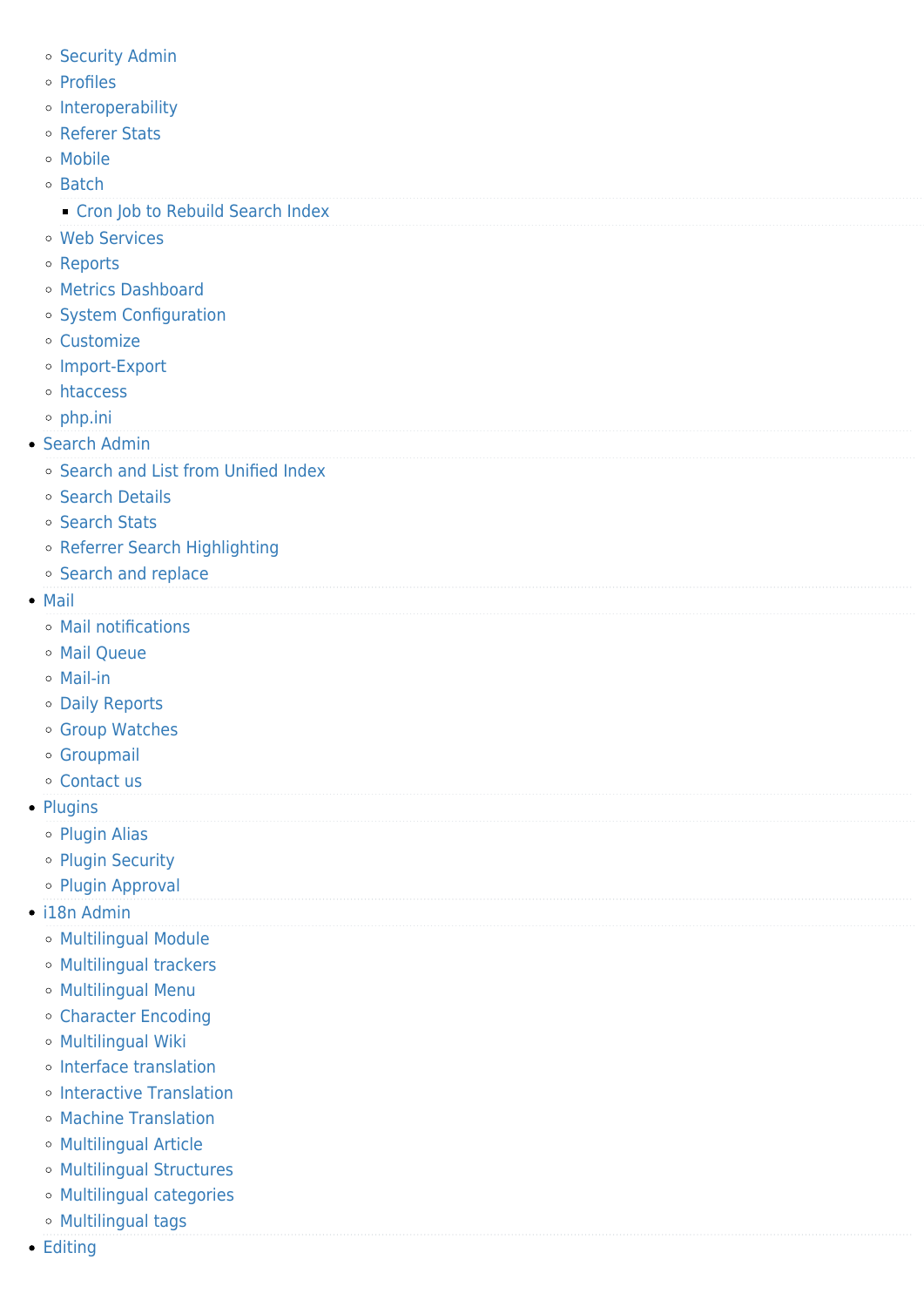- Security Admin
  - Profiles
  - Interoperability
  - Referer Stats
  - Mobile
  - Batch
    - Cron Job to Rebuild Search Index
  - Web Services
  - Reports
  - Metrics Dashboard
  - System Configuration
  - Customize
  - Import-Export
  - htaccess
  - php.ini
- Search Admin
  - Search and List from Unified Index
  - Search Details
  - Search Stats
  - Referrer Search Highlighting
  - Search and replace
- Mail
  - Mail notifications
  - Mail Queue
  - Mail-in
  - Daily Reports
  - Group Watches
  - Groupmail
  - Contact us
- Plugins
  - Plugin Alias
  - Plugin Security
  - Plugin Approval
- i18n Admin
  - Multilingual Module
  - Multilingual trackers
  - Multilingual Menu
  - Character Encoding
  - Multilingual Wiki
  - Interface translation
  - Interactive Translation
  - Machine Translation
  - Multilingual Article
  - Multilingual Structures
  - Multilingual categories
  - Multilingual tags
- Editing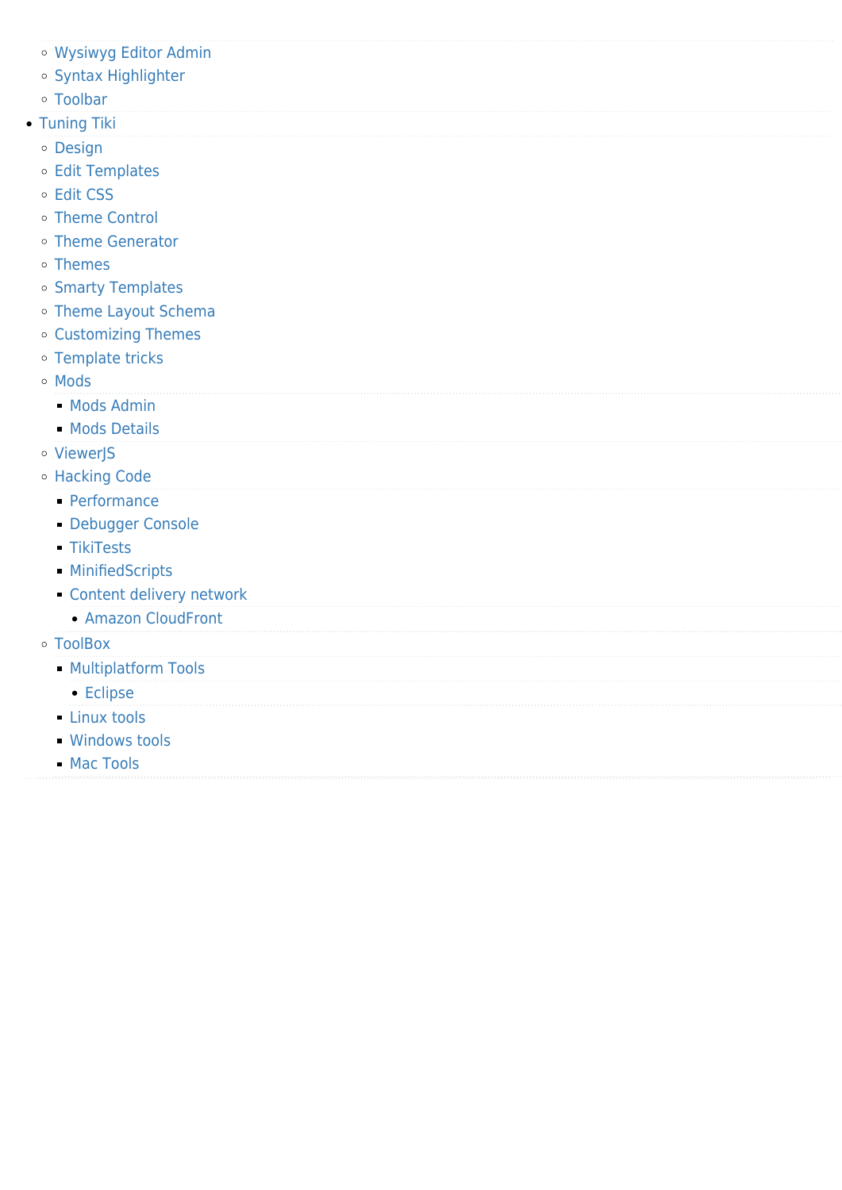- Wysiwyg Editor Admin
    - Syntax Highlighter
    - Toolbar
- Tuning Tiki
    - Design
    - Edit Templates
    - Edit CSS
    - Theme Control
    - Theme Generator
    - Themes
    - Smarty Templates
    - Theme Layout Schema
    - Customizing Themes
    - Template tricks
    - Mods
        - Mods Admin
        - Mods Details
    - ViewerJS
    - Hacking Code
        - Performance
        - Debugger Console
        - TikiTests
        - MinifiedScripts
        - Content delivery network
            - Amazon CloudFront
    - ToolBox
        - Multiplatform Tools
            - Eclipse
        - Linux tools
        - Windows tools
        - Mac Tools